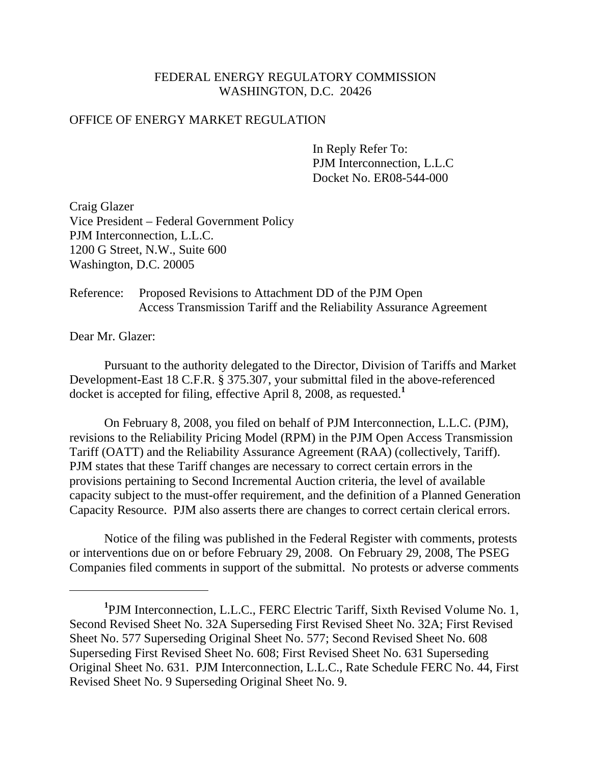FEDERAL ENERGY REGULATORY COMMISSION
WASHINGTON, D.C. 20426

OFFICE OF ENERGY MARKET REGULATION

In Reply Refer To:
PJM Interconnection, L.L.C
Docket No. ER08-544-000

Craig Glazer
Vice President – Federal Government Policy
PJM Interconnection, L.L.C.
1200 G Street, N.W., Suite 600
Washington, D.C. 20005

Reference: Proposed Revisions to Attachment DD of the PJM Open Access Transmission Tariff and the Reliability Assurance Agreement

Dear Mr. Glazer:

Pursuant to the authority delegated to the Director, Division of Tariffs and Market Development-East 18 C.F.R. § 375.307, your submittal filed in the above-referenced docket is accepted for filing, effective April 8, 2008, as requested.[1]

On February 8, 2008, you filed on behalf of PJM Interconnection, L.L.C. (PJM), revisions to the Reliability Pricing Model (RPM) in the PJM Open Access Transmission Tariff (OATT) and the Reliability Assurance Agreement (RAA) (collectively, Tariff). PJM states that these Tariff changes are necessary to correct certain errors in the provisions pertaining to Second Incremental Auction criteria, the level of available capacity subject to the must-offer requirement, and the definition of a Planned Generation Capacity Resource. PJM also asserts there are changes to correct certain clerical errors.

Notice of the filing was published in the Federal Register with comments, protests or interventions due on or before February 29, 2008. On February 29, 2008, The PSEG Companies filed comments in support of the submittal. No protests or adverse comments

---

[1] PJM Interconnection, L.L.C., FERC Electric Tariff, Sixth Revised Volume No. 1, Second Revised Sheet No. 32A Superseding First Revised Sheet No. 32A; First Revised Sheet No. 577 Superseding Original Sheet No. 577; Second Revised Sheet No. 608 Superseding First Revised Sheet No. 608; First Revised Sheet No. 631 Superseding Original Sheet No. 631. PJM Interconnection, L.L.C., Rate Schedule FERC No. 44, First Revised Sheet No. 9 Superseding Original Sheet No. 9.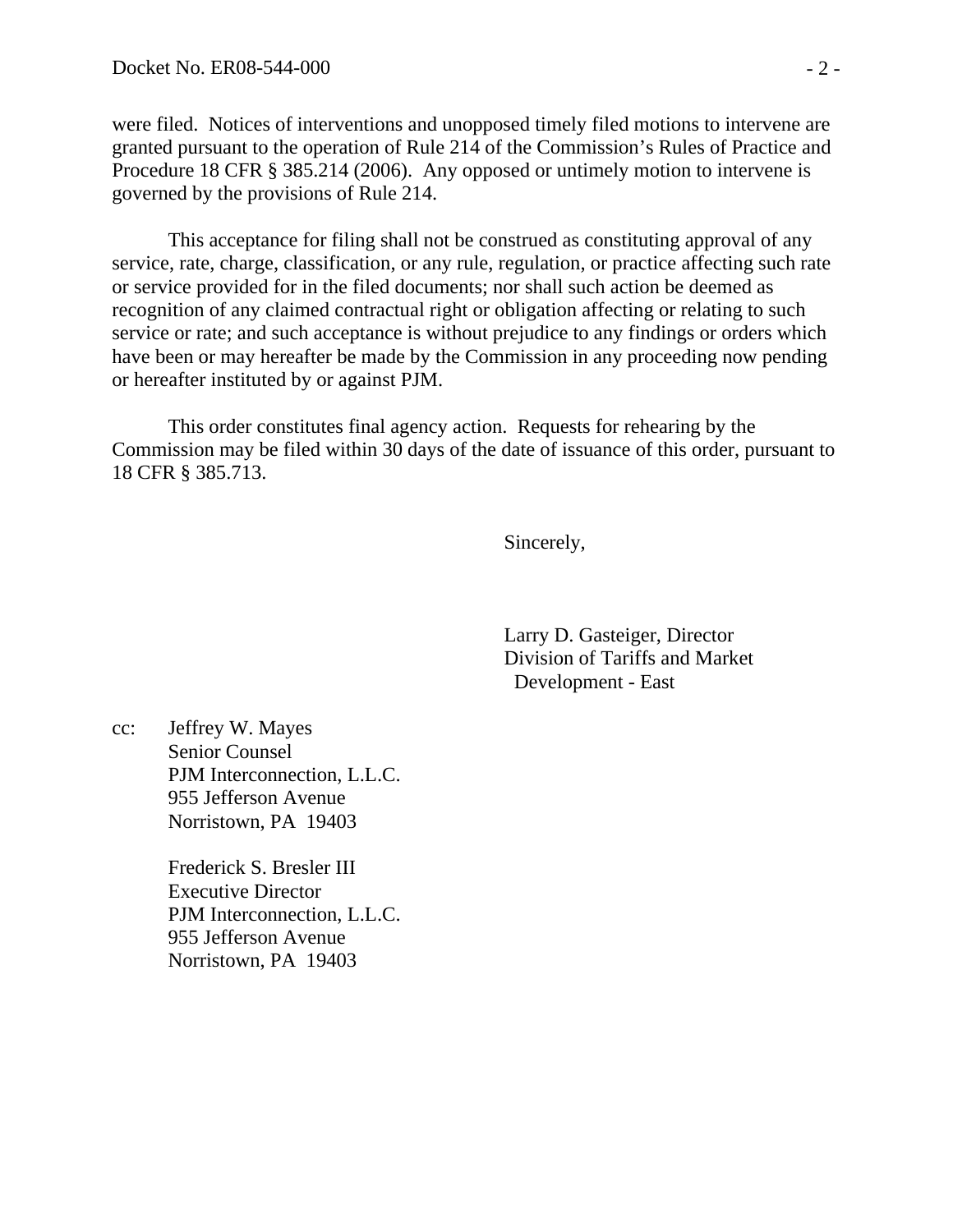were filed. Notices of interventions and unopposed timely filed motions to intervene are granted pursuant to the operation of Rule 214 of the Commission's Rules of Practice and Procedure 18 CFR § 385.214 (2006). Any opposed or untimely motion to intervene is governed by the provisions of Rule 214.

This acceptance for filing shall not be construed as constituting approval of any service, rate, charge, classification, or any rule, regulation, or practice affecting such rate or service provided for in the filed documents; nor shall such action be deemed as recognition of any claimed contractual right or obligation affecting or relating to such service or rate; and such acceptance is without prejudice to any findings or orders which have been or may hereafter be made by the Commission in any proceeding now pending or hereafter instituted by or against PJM.

This order constitutes final agency action. Requests for rehearing by the Commission may be filed within 30 days of the date of issuance of this order, pursuant to 18 CFR § 385.713.

Sincerely,

Larry D. Gasteiger, Director
Division of Tariffs and Market
Development - East

cc: Jeffrey W. Mayes
Senior Counsel
PJM Interconnection, L.L.C.
955 Jefferson Avenue
Norristown, PA 19403

Frederick S. Bresler III
Executive Director
PJM Interconnection, L.L.C.
955 Jefferson Avenue
Norristown, PA 19403